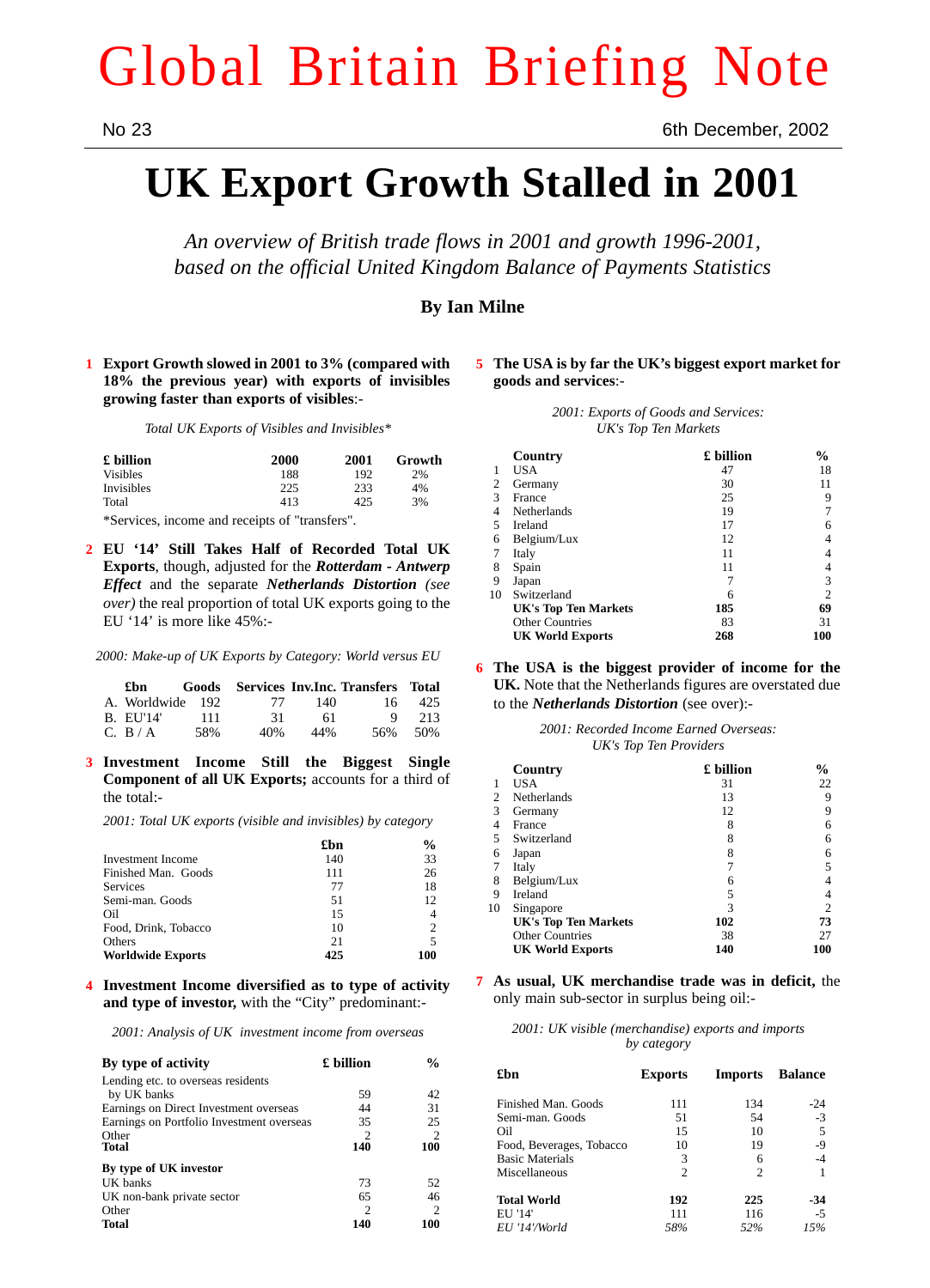# Global Britain Briefing Note

No 23

6th December, 2002

# UK Export Growth Stalled in 2001

*An overview of British trade flows in 2001 and growth 1996-2001, based on the official United Kingdom Balance of Payments Statistics*

**By Ian Milne**

**1 Export Growth slowed in 2001 to 3% (compared with 18% the previous year) with exports of invisibles growing faster than exports of visibles**:-

*Total UK Exports of Visibles and Invisibles\**

| £ billion | 2000 | 2001 | Growth |
|---|---|---|---|
| Visibles | 188 | 192 | 2% |
| Invisibles | 225 | 233 | 4% |
| Total | 413 | 425 | 3% |

*Services, income and receipts of "transfers".

**2 EU '14' Still Takes Half of Recorded Total UK Exports**, though, adjusted for the ***Rotterdam - Antwerp Effect*** and the separate ***Netherlands Distortion*** *(see over)* the real proportion of total UK exports going to the EU '14' is more like 45%:-

*2000: Make-up of UK Exports by Category: World versus EU*

| | £bn | Goods | Services | Inv.Inc. | Transfers | Total |
|---|---|---|---|---|---|---|
| A. | Worldwide | 192 | 77 | 140 | 16 | 425 |
| B. | EU'14' | 111 | 31 | 61 | 9 | 213 |
| C. | B / A | 58% | 40% | 44% | 56% | 50% |

**3 Investment Income Still the Biggest Single Component of all UK Exports;** accounts for a third of the total:-

*2001: Total UK exports (visible and invisibles) by category*

| | £bn | % |
|---|---|---|
| Investment Income | 140 | 33 |
| Finished Man. Goods | 111 | 26 |
| Services | 77 | 18 |
| Semi-man. Goods | 51 | 12 |
| Oil | 15 | 4 |
| Food, Drink, Tobacco | 10 | 2 |
| Others | 21 | 5 |
| **Worldwide Exports** | **425** | **100** |

**4 Investment Income diversified as to type of activity and type of investor,** with the "City" predominant:-

*2001: Analysis of UK investment income from overseas*

| By type of activity | £ billion | % |
|---|---|---|
| Lending etc. to overseas residents by UK banks | 59 | 42 |
| Earnings on Direct Investment overseas | 44 | 31 |
| Earnings on Portfolio Investment overseas | 35 | 25 |
| Other | 2 | 2 |
| **Total** | **140** | **100** |
| **By type of UK investor** | | |
| UK banks | 73 | 52 |
| UK non-bank private sector | 65 | 46 |
| Other | 2 | 2 |
| **Total** | **140** | **100** |

**5 The USA is by far the UK's biggest export market for goods and services**:-

*2001: Exports of Goods and Services: UK's Top Ten Markets*

| | Country | £ billion | % |
|---|---|---|---|
| 1 | USA | 47 | 18 |
| 2 | Germany | 30 | 11 |
| 3 | France | 25 | 9 |
| 4 | Netherlands | 19 | 7 |
| 5 | Ireland | 17 | 6 |
| 6 | Belgium/Lux | 12 | 4 |
| 7 | Italy | 11 | 4 |
| 8 | Spain | 11 | 4 |
| 9 | Japan | 7 | 3 |
| 10 | Switzerland | 6 | 2 |
| | **UK's Top Ten Markets** | **185** | **69** |
| | Other Countries | 83 | 31 |
| | **UK World Exports** | **268** | **100** |

**6 The USA is the biggest provider of income for the UK.** Note that the Netherlands figures are overstated due to the ***Netherlands Distortion*** (see over):-

*2001: Recorded Income Earned Overseas: UK's Top Ten Providers*

| | Country | £ billion | % |
|---|---|---|---|
| 1 | USA | 31 | 22 |
| 2 | Netherlands | 13 | 9 |
| 3 | Germany | 12 | 9 |
| 4 | France | 8 | 6 |
| 5 | Switzerland | 8 | 6 |
| 6 | Japan | 8 | 6 |
| 7 | Italy | 7 | 5 |
| 8 | Belgium/Lux | 6 | 4 |
| 9 | Ireland | 5 | 4 |
| 10 | Singapore | 3 | 2 |
| | **UK's Top Ten Markets** | **102** | **73** |
| | Other Countries | 38 | 27 |
| | **UK World Exports** | **140** | **100** |

**7 As usual, UK merchandise trade was in deficit,** the only main sub-sector in surplus being oil:-

*2001: UK visible (merchandise) exports and imports by category*

| £bn | Exports | Imports | Balance |
|---|---|---|---|
| Finished Man. Goods | 111 | 134 | -24 |
| Semi-man. Goods | 51 | 54 | -3 |
| Oil | 15 | 10 | 5 |
| Food, Beverages, Tobacco | 10 | 19 | -9 |
| Basic Materials | 3 | 6 | -4 |
| Miscellaneous | 2 | 2 | 1 |
| **Total World** | **192** | **225** | **-34** |
| EU '14' | 111 | 116 | -5 |
| *EU '14'/World* | *58%* | *52%* | *15%* |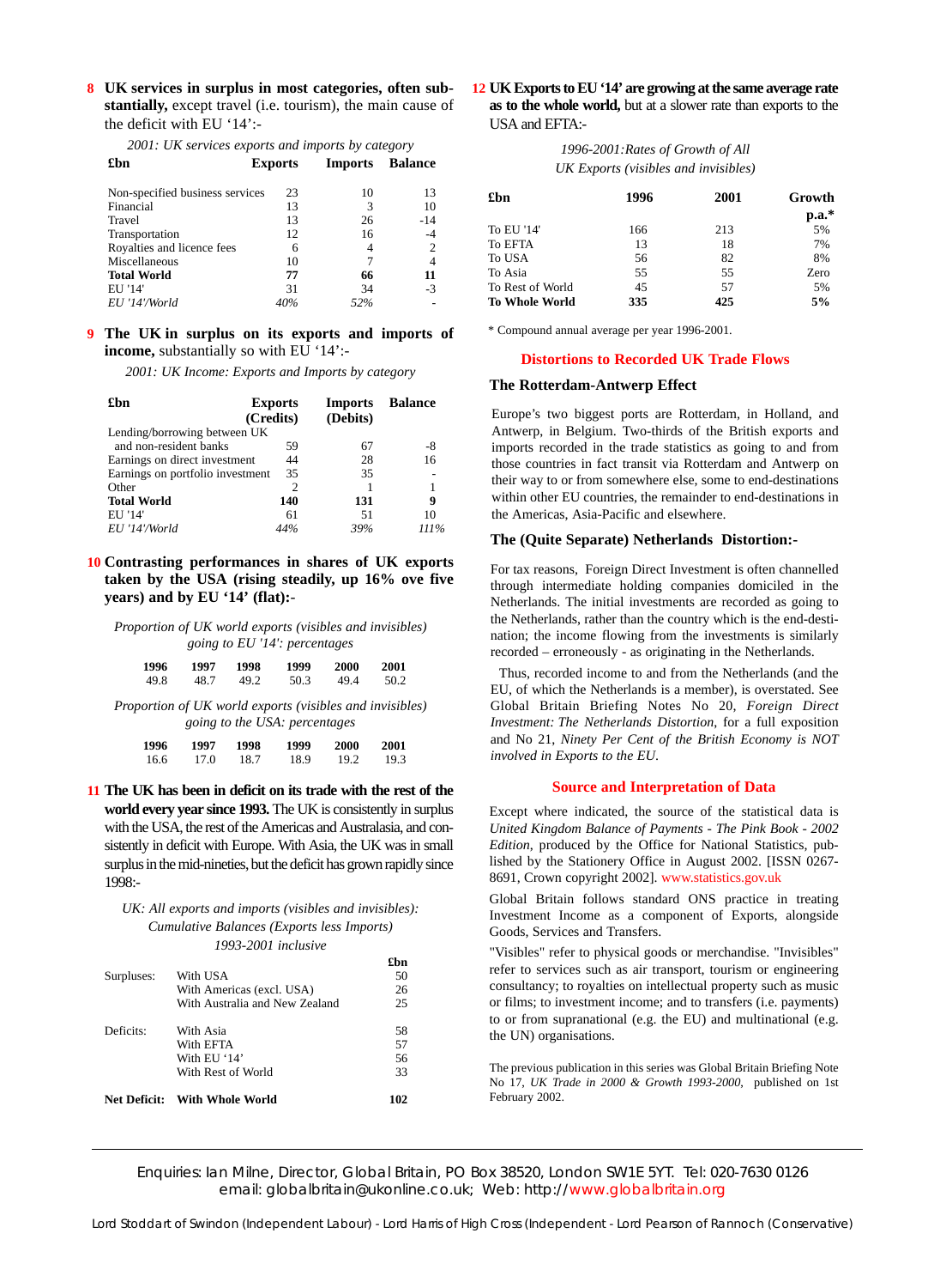**8 UK services in surplus in most categories, often substantially,** except travel (i.e. tourism), the main cause of the deficit with EU '14':-

*2001: UK services exports and imports by category*

| £bn | Exports | Imports | Balance |
|---|---|---|---|
| Non-specified business services | 23 | 10 | 13 |
| Financial | 13 | 3 | 10 |
| Travel | 13 | 26 | -14 |
| Transportation | 12 | 16 | -4 |
| Royalties and licence fees | 6 | 4 | 2 |
| Miscellaneous | 10 | 7 | 4 |
| **Total World** | **77** | **66** | **11** |
| EU '14' | 31 | 34 | -3 |
| *EU '14'/World* | *40%* | *52%* | - |

**9 The UK in surplus on its exports and imports of income,** substantially so with EU '14':-

*2001: UK Income: Exports and Imports by category*

| £bn | Exports (Credits) | Imports (Debits) | Balance |
|---|---|---|---|
| Lending/borrowing between UK and non-resident banks | 59 | 67 | -8 |
| Earnings on direct investment | 44 | 28 | 16 |
| Earnings on portfolio investment | 35 | 35 | - |
| Other | 2 | 1 | 1 |
| **Total World** | **140** | **131** | **9** |
| EU '14' | 61 | 51 | 10 |
| *EU '14'/World* | *44%* | *39%* | *111%* |

**10 Contrasting performances in shares of UK exports taken by the USA (rising steadily, up 16% ove five years) and by EU '14' (flat):-**

*Proportion of UK world exports (visibles and invisibles) going to EU '14': percentages*

| 1996 | 1997 | 1998 | 1999 | 2000 | 2001 |
|---|---|---|---|---|---|
| 49.8 | 48.7 | 49.2 | 50.3 | 49.4 | 50.2 |

*Proportion of UK world exports (visibles and invisibles) going to the USA: percentages*

| 1996 | 1997 | 1998 | 1999 | 2000 | 2001 |
|---|---|---|---|---|---|
| 16.6 | 17.0 | 18.7 | 18.9 | 19.2 | 19.3 |

**11 The UK has been in deficit on its trade with the rest of the world every year since 1993.** The UK is consistently in surplus with the USA, the rest of the Americas and Australasia, and consistently in deficit with Europe. With Asia, the UK was in small surplus in the mid-nineties, but the deficit has grown rapidly since 1998:-

*UK: All exports and imports (visibles and invisibles): Cumulative Balances (Exports less Imports) 1993-2001 inclusive*

| | | £bn |
|---|---|---|
| Surpluses: | With USA | 50 |
| | With Americas (excl. USA) | 26 |
| | With Australia and New Zealand | 25 |
| Deficits: | With Asia | 58 |
| | With EFTA | 57 |
| | With EU '14' | 56 |
| | With Rest of World | 33 |
| **Net Deficit:** | **With Whole World** | **102** |

**12 UK Exports to EU '14' are growing at the same average rate as to the whole world,** but at a slower rate than exports to the USA and EFTA:-

*1996-2001: Rates of Growth of All UK Exports (visibles and invisibles)*

| £bn | 1996 | 2001 | Growth p.a.* |
|---|---|---|---|
| To EU '14' | 166 | 213 | 5% |
| To EFTA | 13 | 18 | 7% |
| To USA | 56 | 82 | 8% |
| To Asia | 55 | 55 | Zero |
| To Rest of World | 45 | 57 | 5% |
| **To Whole World** | **335** | **425** | **5%** |

\* Compound annual average per year 1996-2001.

## Distortions to Recorded UK Trade Flows

### The Rotterdam-Antwerp Effect

Europe's two biggest ports are Rotterdam, in Holland, and Antwerp, in Belgium. Two-thirds of the British exports and imports recorded in the trade statistics as going to and from those countries in fact transit via Rotterdam and Antwerp on their way to or from somewhere else, some to end-destinations within other EU countries, the remainder to end-destinations in the Americas, Asia-Pacific and elsewhere.

### The (Quite Separate) Netherlands Distortion:-

For tax reasons, Foreign Direct Investment is often channelled through intermediate holding companies domiciled in the Netherlands. The initial investments are recorded as going to the Netherlands, rather than the country which is the end-destination; the income flowing from the investments is similarly recorded – erroneously - as originating in the Netherlands.

Thus, recorded income to and from the Netherlands (and the EU, of which the Netherlands is a member), is overstated. See Global Britain Briefing Notes No 20, *Foreign Direct Investment: The Netherlands Distortion*, for a full exposition and No 21, *Ninety Per Cent of the British Economy is NOT involved in Exports to the EU*.

## Source and Interpretation of Data

Except where indicated, the source of the statistical data is *United Kingdom Balance of Payments - The Pink Book - 2002 Edition*, produced by the Office for National Statistics, published by the Stationery Office in August 2002. [ISSN 0267-8691, Crown copyright 2002]. www.statistics.gov.uk

Global Britain follows standard ONS practice in treating Investment Income as a component of Exports, alongside Goods, Services and Transfers.

"Visibles" refer to physical goods or merchandise. "Invisibles" refer to services such as air transport, tourism or engineering consultancy; to royalties on intellectual property such as music or films; to investment income; and to transfers (i.e. payments) to or from supranational (e.g. the EU) and multinational (e.g. the UN) organisations.

The previous publication in this series was Global Britain Briefing Note No 17, *UK Trade in 2000 & Growth 1993-2000*, published on 1st February 2002.

---

Enquiries: Ian Milne, Director, Global Britain, PO Box 38520, London SW1E 5YT. Tel: 020-7630 0126
email: globalbritain@ukonline.co.uk; Web: http://www.globalbritain.org

Lord Stoddart of Swindon (Independent Labour) - Lord Harris of High Cross (Independent - Lord Pearson of Rannoch (Conservative)